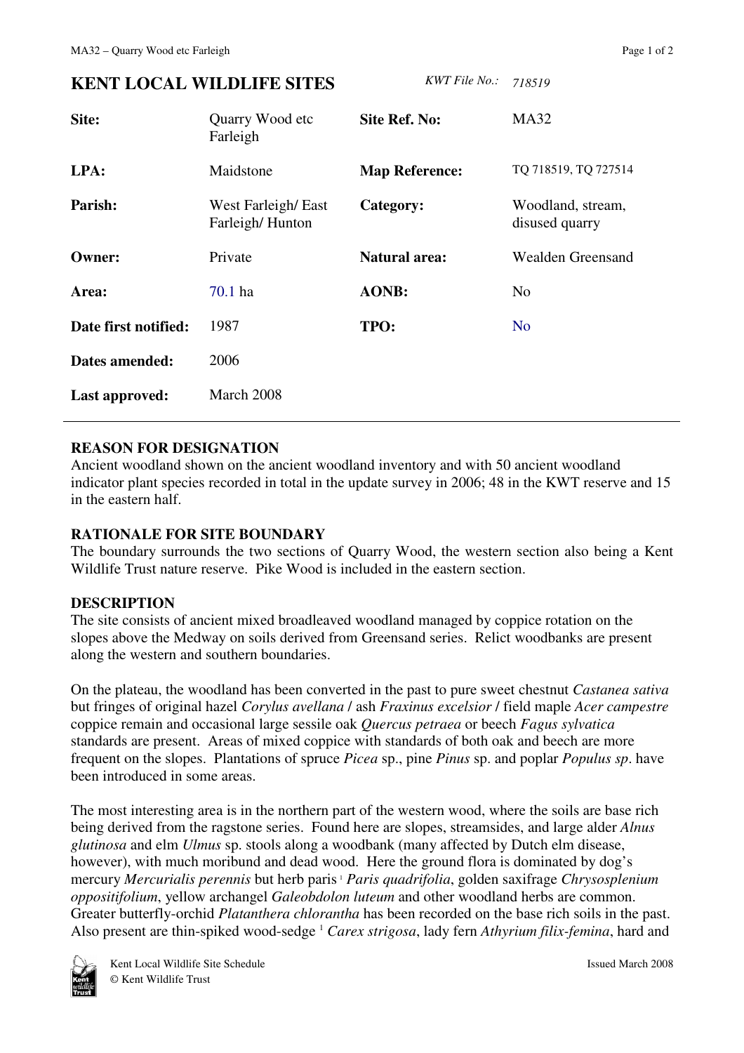# KENT LOCAL WILDLIFE SITES

*KWT File No.:* *718519*

| | | | |
|---|---|---|---|
| **Site:** | Quarry Wood etc Farleigh | **Site Ref. No:** | MA32 |
| **LPA:** | Maidstone | **Map Reference:** | TQ 718519, TQ 727514 |
| **Parish:** | West Farleigh/ East Farleigh/ Hunton | **Category:** | Woodland, stream, disused quarry |
| **Owner:** | Private | **Natural area:** | Wealden Greensand |
| **Area:** | 70.1 ha | **AONB:** | No |
| **Date first notified:** | 1987 | **TPO:** | No |
| **Dates amended:** | 2006 | | |
| **Last approved:** | March 2008 | | |

## REASON FOR DESIGNATION

Ancient woodland shown on the ancient woodland inventory and with 50 ancient woodland indicator plant species recorded in total in the update survey in 2006; 48 in the KWT reserve and 15 in the eastern half.

## RATIONALE FOR SITE BOUNDARY

The boundary surrounds the two sections of Quarry Wood, the western section also being a Kent Wildlife Trust nature reserve. Pike Wood is included in the eastern section.

## DESCRIPTION

The site consists of ancient mixed broadleaved woodland managed by coppice rotation on the slopes above the Medway on soils derived from Greensand series. Relict woodbanks are present along the western and southern boundaries.

On the plateau, the woodland has been converted in the past to pure sweet chestnut *Castanea sativa* but fringes of original hazel *Corylus avellana* / ash *Fraxinus excelsior* / field maple *Acer campestre* coppice remain and occasional large sessile oak *Quercus petraea* or beech *Fagus sylvatica* standards are present. Areas of mixed coppice with standards of both oak and beech are more frequent on the slopes. Plantations of spruce *Picea* sp., pine *Pinus* sp. and poplar *Populus sp*. have been introduced in some areas.

The most interesting area is in the northern part of the western wood, where the soils are base rich being derived from the ragstone series. Found here are slopes, streamsides, and large alder *Alnus glutinosa* and elm *Ulmus* sp. stools along a woodbank (many affected by Dutch elm disease, however), with much moribund and dead wood. Here the ground flora is dominated by dog's mercury *Mercurialis perennis* but herb paris [1] *Paris quadrifolia*, golden saxifrage *Chrysosplenium oppositifolium*, yellow archangel *Galeobdolon luteum* and other woodland herbs are common. Greater butterfly-orchid *Platanthera chlorantha* has been recorded on the base rich soils in the past. Also present are thin-spiked wood-sedge [1] *Carex strigosa*, lady fern *Athyrium filix-femina*, hard and

Kent Local Wildlife Site Schedule
© Kent Wildlife Trust

Issued March 2008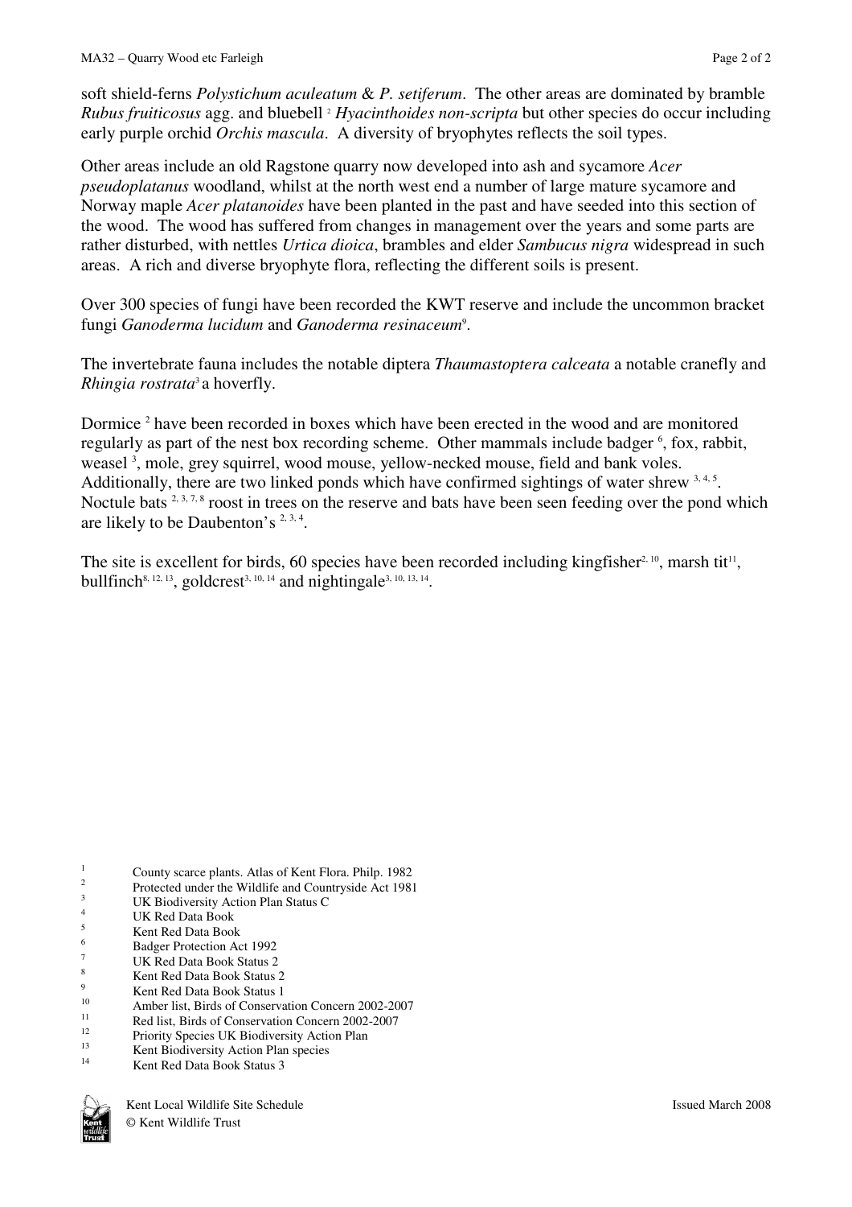soft shield-ferns *Polystichum aculeatum* & *P. setiferum*. The other areas are dominated by bramble *Rubus fruiticosus* agg. and bluebell [2] *Hyacinthoides non-scripta* but other species do occur including early purple orchid *Orchis mascula*. A diversity of bryophytes reflects the soil types.

Other areas include an old Ragstone quarry now developed into ash and sycamore *Acer pseudoplatanus* woodland, whilst at the north west end a number of large mature sycamore and Norway maple *Acer platanoides* have been planted in the past and have seeded into this section of the wood. The wood has suffered from changes in management over the years and some parts are rather disturbed, with nettles *Urtica dioica*, brambles and elder *Sambucus nigra* widespread in such areas. A rich and diverse bryophyte flora, reflecting the different soils is present.

Over 300 species of fungi have been recorded the KWT reserve and include the uncommon bracket fungi *Ganoderma lucidum* and *Ganoderma resinaceum*[9].

The invertebrate fauna includes the notable diptera *Thaumastoptera calceata* a notable cranefly and *Rhingia rostrata*[3] a hoverfly.

Dormice [2] have been recorded in boxes which have been erected in the wood and are monitored regularly as part of the nest box recording scheme. Other mammals include badger [6], fox, rabbit, weasel [3], mole, grey squirrel, wood mouse, yellow-necked mouse, field and bank voles. Additionally, there are two linked ponds which have confirmed sightings of water shrew [3, 4, 5]. Noctule bats [2, 3, 7, 8] roost in trees on the reserve and bats have been seen feeding over the pond which are likely to be Daubenton's [2, 3, 4].

The site is excellent for birds, 60 species have been recorded including kingfisher[2, 10], marsh tit[11], bullfinch[8, 12, 13], goldcrest[3, 10, 14] and nightingale[3, 10, 13, 14].

1. County scarce plants. Atlas of Kent Flora. Philp. 1982
2. Protected under the Wildlife and Countryside Act 1981
3. UK Biodiversity Action Plan Status C
4. UK Red Data Book
5. Kent Red Data Book
6. Badger Protection Act 1992
7. UK Red Data Book Status 2
8. Kent Red Data Book Status 2
9. Kent Red Data Book Status 1
10. Amber list, Birds of Conservation Concern 2002-2007
11. Red list, Birds of Conservation Concern 2002-2007
12. Priority Species UK Biodiversity Action Plan
13. Kent Biodiversity Action Plan species
14. Kent Red Data Book Status 3